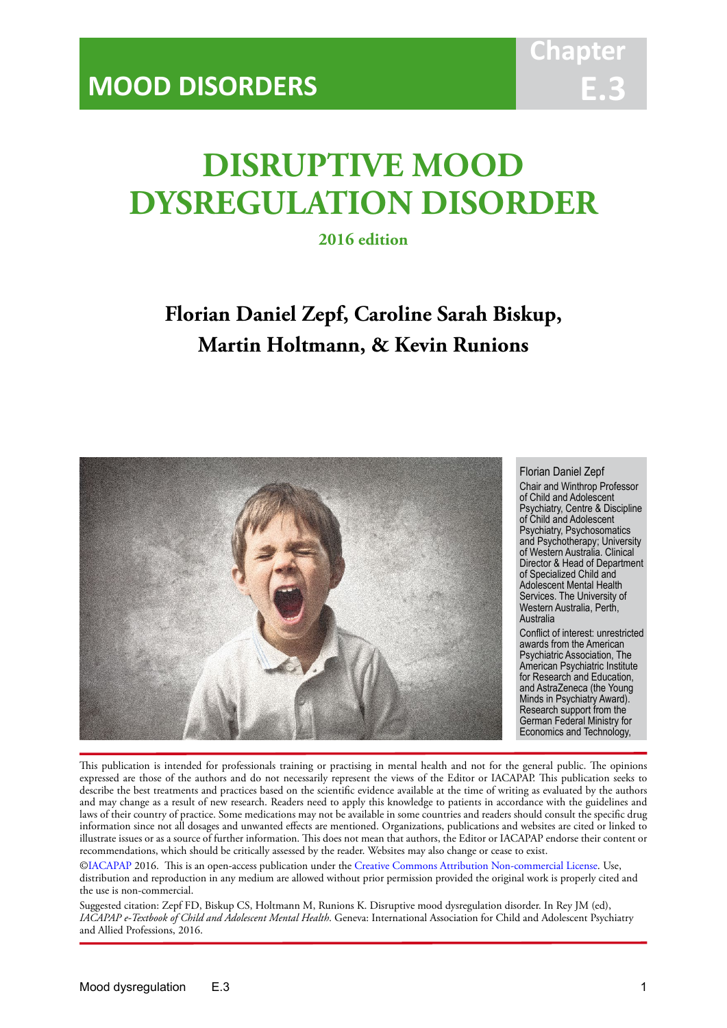MOOD DISORDERS

Chapter E.3

# DISRUPTIVE MOOD DYSREGULATION DISORDER

**2016 edition**

## Florian Daniel Zepf, Caroline Sarah Biskup, Martin Holtmann, & Kevin Runions

Florian Daniel Zepf

Chair and Winthrop Professor of Child and Adolescent Psychiatry, Centre & Discipline of Child and Adolescent Psychiatry, Psychosomatics and Psychotherapy; University of Western Australia. Clinical Director & Head of Department of Specialized Child and Adolescent Mental Health Services. The University of Western Australia, Perth, Australia

Conflict of interest: unrestricted awards from the American Psychiatric Association, The American Psychiatric Institute for Research and Education, and AstraZeneca (the Young Minds in Psychiatry Award). Research support from the German Federal Ministry for Economics and Technology,

This publication is intended for professionals training or practising in mental health and not for the general public. The opinions expressed are those of the authors and do not necessarily represent the views of the Editor or IACAPAP. This publication seeks to describe the best treatments and practices based on the scientific evidence available at the time of writing as evaluated by the authors and may change as a result of new research. Readers need to apply this knowledge to patients in accordance with the guidelines and laws of their country of practice. Some medications may not be available in some countries and readers should consult the specific drug information since not all dosages and unwanted effects are mentioned. Organizations, publications and websites are cited or linked to illustrate issues or as a source of further information. This does not mean that authors, the Editor or IACAPAP endorse their content or recommendations, which should be critically assessed by the reader. Websites may also change or cease to exist.

©IACAPAP 2016. This is an open-access publication under the Creative Commons Attribution Non-commercial License. Use, distribution and reproduction in any medium are allowed without prior permission provided the original work is properly cited and the use is non-commercial.

Suggested citation: Zepf FD, Biskup CS, Holtmann M, Runions K. Disruptive mood dysregulation disorder. In Rey JM (ed), *IACAPAP e-Textbook of Child and Adolescent Mental Health*. Geneva: International Association for Child and Adolescent Psychiatry and Allied Professions, 2016.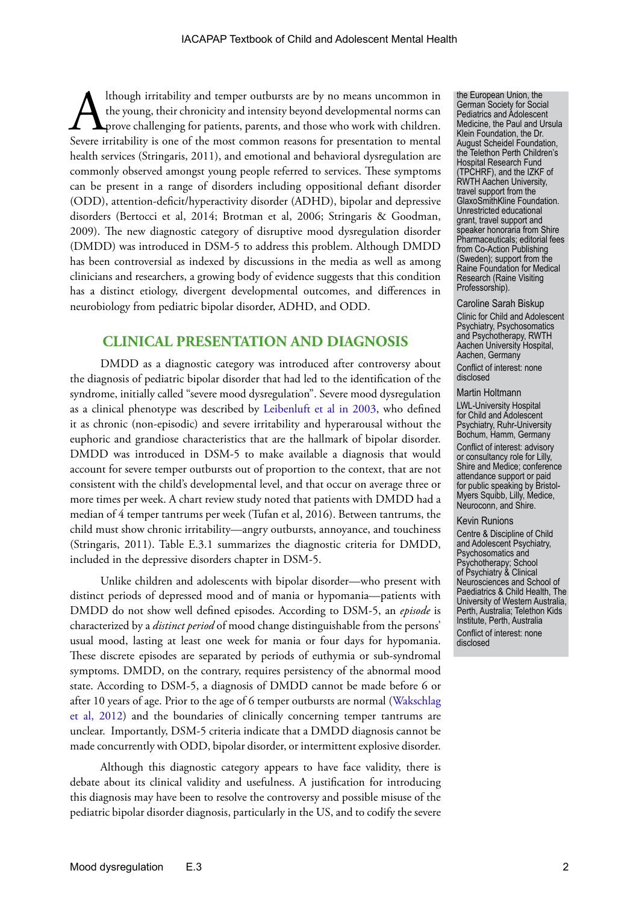Although irritability and temper outbursts are by no means uncommon in the young, their chronicity and intensity beyond developmental norms can prove challenging for patients, parents, and those who work with children. Severe irritability is one of the most common reasons for presentation to mental health services (Stringaris, 2011), and emotional and behavioral dysregulation are commonly observed amongst young people referred to services. These symptoms can be present in a range of disorders including oppositional defiant disorder (ODD), attention-deficit/hyperactivity disorder (ADHD), bipolar and depressive disorders (Bertocci et al, 2014; Brotman et al, 2006; Stringaris & Goodman, 2009). The new diagnostic category of disruptive mood dysregulation disorder (DMDD) was introduced in DSM-5 to address this problem. Although DMDD has been controversial as indexed by discussions in the media as well as among clinicians and researchers, a growing body of evidence suggests that this condition has a distinct etiology, divergent developmental outcomes, and differences in neurobiology from pediatric bipolar disorder, ADHD, and ODD.

the European Union, the German Society for Social Pediatrics and Adolescent Medicine, the Paul and Ursula Klein Foundation, the Dr. August Scheidel Foundation, the Telethon Perth Children's Hospital Research Fund (TPCHRF), and the IZKF of RWTH Aachen University, travel support from the GlaxoSmithKline Foundation. Unrestricted educational grant, travel support and speaker honoraria from Shire Pharmaceuticals; editorial fees from Co-Action Publishing (Sweden); support from the Raine Foundation for Medical Research (Raine Visiting Professorship).

Caroline Sarah Biskup
Clinic for Child and Adolescent Psychiatry, Psychosomatics and Psychotherapy, RWTH Aachen University Hospital, Aachen, Germany
Conflict of interest: none disclosed

Martin Holtmann
LWL-University Hospital for Child and Adolescent Psychiatry, Ruhr-University Bochum, Hamm, Germany
Conflict of interest: advisory or consultancy role for Lilly, Shire and Medice; conference attendance support or paid for public speaking by Bristol-Myers Squibb, Lilly, Medice, Neuroconn, and Shire.

Kevin Runions
Centre & Discipline of Child and Adolescent Psychiatry, Psychosomatics and Psychotherapy; School of Psychiatry & Clinical Neurosciences and School of Paediatrics & Child Health, The University of Western Australia, Perth, Australia; Telethon Kids Institute, Perth, Australia
Conflict of interest: none disclosed

## CLINICAL PRESENTATION AND DIAGNOSIS

DMDD as a diagnostic category was introduced after controversy about the diagnosis of pediatric bipolar disorder that had led to the identification of the syndrome, initially called "severe mood dysregulation". Severe mood dysregulation as a clinical phenotype was described by Leibenluft et al in 2003, who defined it as chronic (non-episodic) and severe irritability and hyperarousal without the euphoric and grandiose characteristics that are the hallmark of bipolar disorder. DMDD was introduced in DSM-5 to make available a diagnosis that would account for severe temper outbursts out of proportion to the context, that are not consistent with the child's developmental level, and that occur on average three or more times per week. A chart review study noted that patients with DMDD had a median of 4 temper tantrums per week (Tufan et al, 2016). Between tantrums, the child must show chronic irritability—angry outbursts, annoyance, and touchiness (Stringaris, 2011). Table E.3.1 summarizes the diagnostic criteria for DMDD, included in the depressive disorders chapter in DSM-5.

Unlike children and adolescents with bipolar disorder—who present with distinct periods of depressed mood and of mania or hypomania—patients with DMDD do not show well defined episodes. According to DSM-5, an *episode* is characterized by a *distinct period* of mood change distinguishable from the persons' usual mood, lasting at least one week for mania or four days for hypomania. These discrete episodes are separated by periods of euthymia or sub-syndromal symptoms. DMDD, on the contrary, requires persistency of the abnormal mood state. According to DSM-5, a diagnosis of DMDD cannot be made before 6 or after 10 years of age. Prior to the age of 6 temper outbursts are normal (Wakschlag et al, 2012) and the boundaries of clinically concerning temper tantrums are unclear. Importantly, DSM-5 criteria indicate that a DMDD diagnosis cannot be made concurrently with ODD, bipolar disorder, or intermittent explosive disorder.

Although this diagnostic category appears to have face validity, there is debate about its clinical validity and usefulness. A justification for introducing this diagnosis may have been to resolve the controversy and possible misuse of the pediatric bipolar disorder diagnosis, particularly in the US, and to codify the severe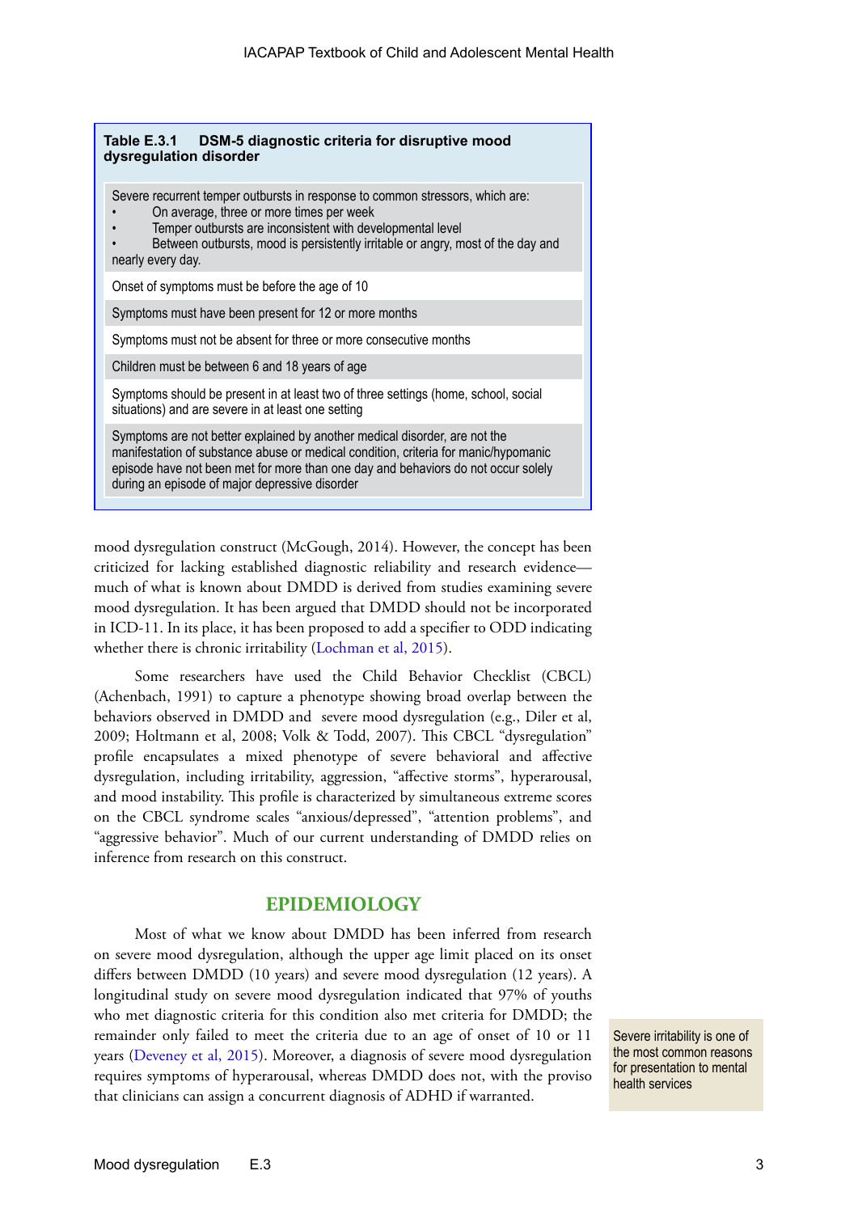**Table E.3.1 DSM-5 diagnostic criteria for disruptive mood dysregulation disorder**

| |
|---|
| Severe recurrent temper outbursts in response to common stressors, which are:<br>• On average, three or more times per week<br>• Temper outbursts are inconsistent with developmental level<br>• Between outbursts, mood is persistently irritable or angry, most of the day and nearly every day. |
| Onset of symptoms must be before the age of 10 |
| Symptoms must have been present for 12 or more months |
| Symptoms must not be absent for three or more consecutive months |
| Children must be between 6 and 18 years of age |
| Symptoms should be present in at least two of three settings (home, school, social situations) and are severe in at least one setting |
| Symptoms are not better explained by another medical disorder, are not the manifestation of substance abuse or medical condition, criteria for manic/hypomanic episode have not been met for more than one day and behaviors do not occur solely during an episode of major depressive disorder |

mood dysregulation construct (McGough, 2014). However, the concept has been criticized for lacking established diagnostic reliability and research evidence—much of what is known about DMDD is derived from studies examining severe mood dysregulation. It has been argued that DMDD should not be incorporated in ICD-11. In its place, it has been proposed to add a specifier to ODD indicating whether there is chronic irritability (Lochman et al, 2015).

Some researchers have used the Child Behavior Checklist (CBCL) (Achenbach, 1991) to capture a phenotype showing broad overlap between the behaviors observed in DMDD and severe mood dysregulation (e.g., Diler et al, 2009; Holtmann et al, 2008; Volk & Todd, 2007). This CBCL "dysregulation" profile encapsulates a mixed phenotype of severe behavioral and affective dysregulation, including irritability, aggression, "affective storms", hyperarousal, and mood instability. This profile is characterized by simultaneous extreme scores on the CBCL syndrome scales "anxious/depressed", "attention problems", and "aggressive behavior". Much of our current understanding of DMDD relies on inference from research on this construct.

## EPIDEMIOLOGY

Most of what we know about DMDD has been inferred from research on severe mood dysregulation, although the upper age limit placed on its onset differs between DMDD (10 years) and severe mood dysregulation (12 years). A longitudinal study on severe mood dysregulation indicated that 97% of youths who met diagnostic criteria for this condition also met criteria for DMDD; the remainder only failed to meet the criteria due to an age of onset of 10 or 11 years (Deveney et al, 2015). Moreover, a diagnosis of severe mood dysregulation requires symptoms of hyperarousal, whereas DMDD does not, with the proviso that clinicians can assign a concurrent diagnosis of ADHD if warranted.

Severe irritability is one of the most common reasons for presentation to mental health services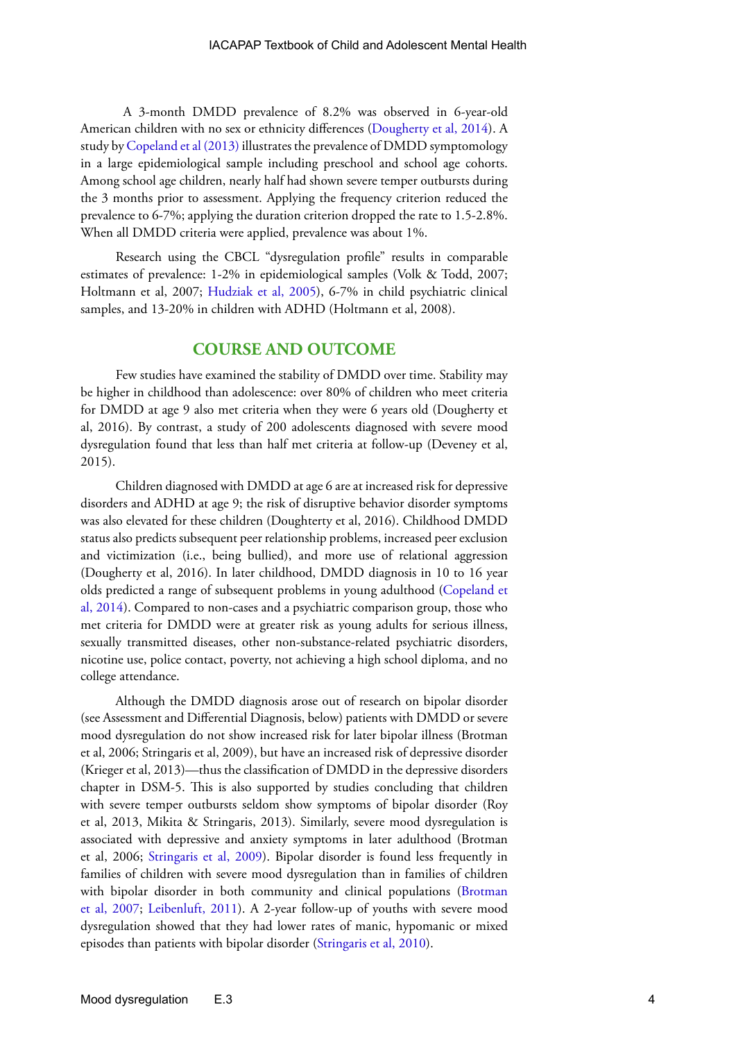A 3-month DMDD prevalence of 8.2% was observed in 6-year-old American children with no sex or ethnicity differences (Dougherty et al, 2014). A study by Copeland et al (2013) illustrates the prevalence of DMDD symptomology in a large epidemiological sample including preschool and school age cohorts. Among school age children, nearly half had shown severe temper outbursts during the 3 months prior to assessment. Applying the frequency criterion reduced the prevalence to 6-7%; applying the duration criterion dropped the rate to 1.5-2.8%. When all DMDD criteria were applied, prevalence was about 1%.

Research using the CBCL "dysregulation profile" results in comparable estimates of prevalence: 1-2% in epidemiological samples (Volk & Todd, 2007; Holtmann et al, 2007; Hudziak et al, 2005), 6-7% in child psychiatric clinical samples, and 13-20% in children with ADHD (Holtmann et al, 2008).

## COURSE AND OUTCOME

Few studies have examined the stability of DMDD over time. Stability may be higher in childhood than adolescence: over 80% of children who meet criteria for DMDD at age 9 also met criteria when they were 6 years old (Dougherty et al, 2016). By contrast, a study of 200 adolescents diagnosed with severe mood dysregulation found that less than half met criteria at follow-up (Deveney et al, 2015).

Children diagnosed with DMDD at age 6 are at increased risk for depressive disorders and ADHD at age 9; the risk of disruptive behavior disorder symptoms was also elevated for these children (Doughterty et al, 2016). Childhood DMDD status also predicts subsequent peer relationship problems, increased peer exclusion and victimization (i.e., being bullied), and more use of relational aggression (Dougherty et al, 2016). In later childhood, DMDD diagnosis in 10 to 16 year olds predicted a range of subsequent problems in young adulthood (Copeland et al, 2014). Compared to non-cases and a psychiatric comparison group, those who met criteria for DMDD were at greater risk as young adults for serious illness, sexually transmitted diseases, other non-substance-related psychiatric disorders, nicotine use, police contact, poverty, not achieving a high school diploma, and no college attendance.

Although the DMDD diagnosis arose out of research on bipolar disorder (see Assessment and Differential Diagnosis, below) patients with DMDD or severe mood dysregulation do not show increased risk for later bipolar illness (Brotman et al, 2006; Stringaris et al, 2009), but have an increased risk of depressive disorder (Krieger et al, 2013)—thus the classification of DMDD in the depressive disorders chapter in DSM-5. This is also supported by studies concluding that children with severe temper outbursts seldom show symptoms of bipolar disorder (Roy et al, 2013, Mikita & Stringaris, 2013). Similarly, severe mood dysregulation is associated with depressive and anxiety symptoms in later adulthood (Brotman et al, 2006; Stringaris et al, 2009). Bipolar disorder is found less frequently in families of children with severe mood dysregulation than in families of children with bipolar disorder in both community and clinical populations (Brotman et al, 2007; Leibenluft, 2011). A 2-year follow-up of youths with severe mood dysregulation showed that they had lower rates of manic, hypomanic or mixed episodes than patients with bipolar disorder (Stringaris et al, 2010).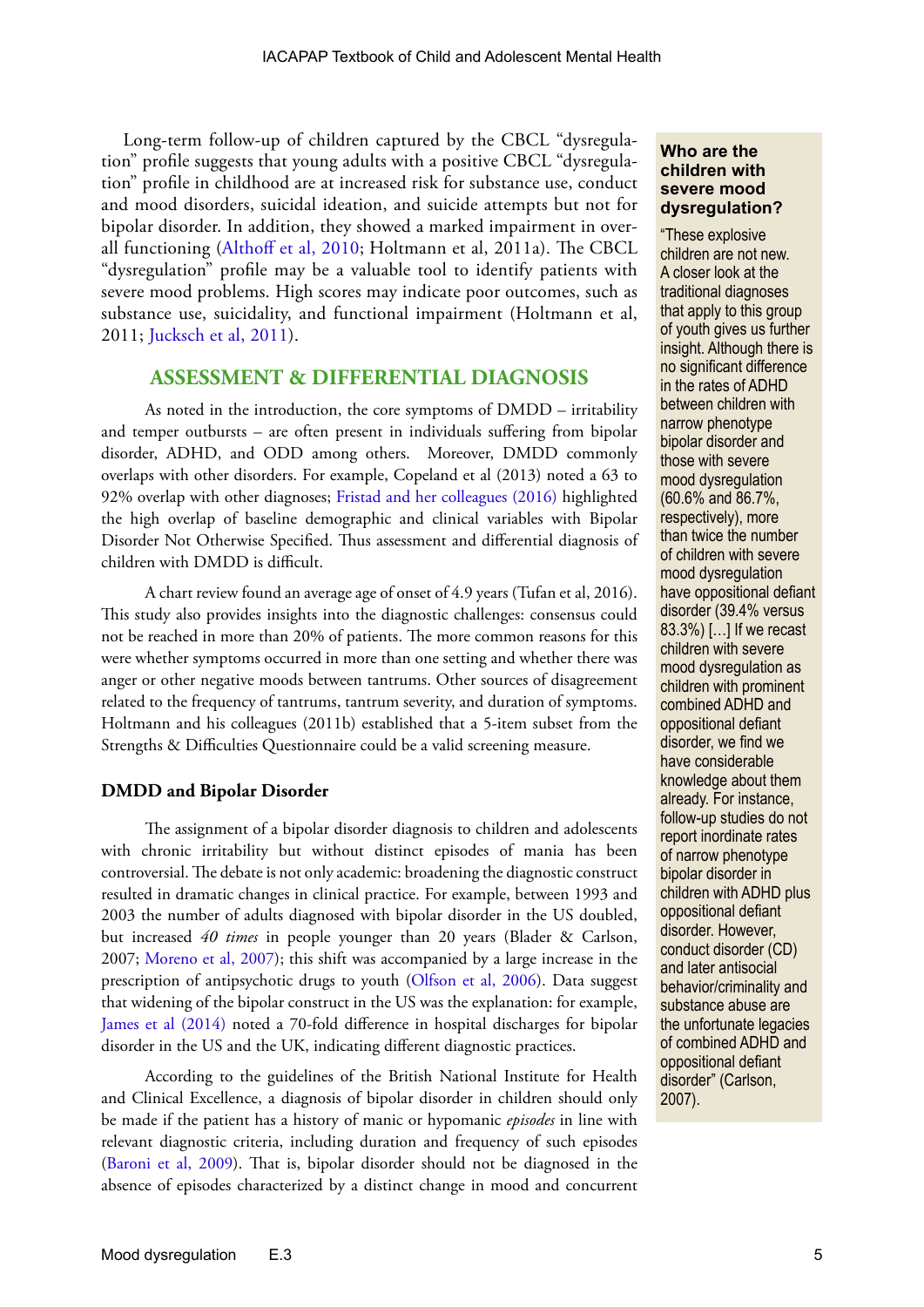Long-term follow-up of children captured by the CBCL "dysregulation" profile suggests that young adults with a positive CBCL "dysregulation" profile in childhood are at increased risk for substance use, conduct and mood disorders, suicidal ideation, and suicide attempts but not for bipolar disorder. In addition, they showed a marked impairment in overall functioning (Althoff et al, 2010; Holtmann et al, 2011a). The CBCL "dysregulation" profile may be a valuable tool to identify patients with severe mood problems. High scores may indicate poor outcomes, such as substance use, suicidality, and functional impairment (Holtmann et al, 2011; Jucksch et al, 2011).

## ASSESSMENT & DIFFERENTIAL DIAGNOSIS

As noted in the introduction, the core symptoms of DMDD – irritability and temper outbursts – are often present in individuals suffering from bipolar disorder, ADHD, and ODD among others. Moreover, DMDD commonly overlaps with other disorders. For example, Copeland et al (2013) noted a 63 to 92% overlap with other diagnoses; Fristad and her colleagues (2016) highlighted the high overlap of baseline demographic and clinical variables with Bipolar Disorder Not Otherwise Specified. Thus assessment and differential diagnosis of children with DMDD is difficult.

A chart review found an average age of onset of 4.9 years (Tufan et al, 2016). This study also provides insights into the diagnostic challenges: consensus could not be reached in more than 20% of patients. The more common reasons for this were whether symptoms occurred in more than one setting and whether there was anger or other negative moods between tantrums. Other sources of disagreement related to the frequency of tantrums, tantrum severity, and duration of symptoms. Holtmann and his colleagues (2011b) established that a 5-item subset from the Strengths & Difficulties Questionnaire could be a valid screening measure.

### DMDD and Bipolar Disorder

The assignment of a bipolar disorder diagnosis to children and adolescents with chronic irritability but without distinct episodes of mania has been controversial. The debate is not only academic: broadening the diagnostic construct resulted in dramatic changes in clinical practice. For example, between 1993 and 2003 the number of adults diagnosed with bipolar disorder in the US doubled, but increased *40 times* in people younger than 20 years (Blader & Carlson, 2007; Moreno et al, 2007); this shift was accompanied by a large increase in the prescription of antipsychotic drugs to youth (Olfson et al, 2006). Data suggest that widening of the bipolar construct in the US was the explanation: for example, James et al (2014) noted a 70-fold difference in hospital discharges for bipolar disorder in the US and the UK, indicating different diagnostic practices.

According to the guidelines of the British National Institute for Health and Clinical Excellence, a diagnosis of bipolar disorder in children should only be made if the patient has a history of manic or hypomanic *episodes* in line with relevant diagnostic criteria, including duration and frequency of such episodes (Baroni et al, 2009). That is, bipolar disorder should not be diagnosed in the absence of episodes characterized by a distinct change in mood and concurrent

**Who are the children with severe mood dysregulation?**

"These explosive children are not new. A closer look at the traditional diagnoses that apply to this group of youth gives us further insight. Although there is no significant difference in the rates of ADHD between children with narrow phenotype bipolar disorder and those with severe mood dysregulation (60.6% and 86.7%, respectively), more than twice the number of children with severe mood dysregulation have oppositional defiant disorder (39.4% versus 83.3%) [...] If we recast children with severe mood dysregulation as children with prominent combined ADHD and oppositional defiant disorder, we find we have considerable knowledge about them already. For instance, follow-up studies do not report inordinate rates of narrow phenotype bipolar disorder in children with ADHD plus oppositional defiant disorder. However, conduct disorder (CD) and later antisocial behavior/criminality and substance abuse are the unfortunate legacies of combined ADHD and oppositional defiant disorder" (Carlson, 2007).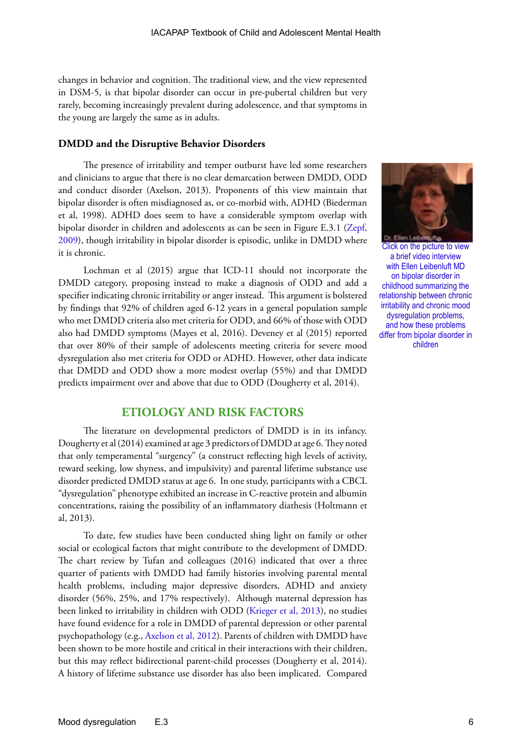changes in behavior and cognition. The traditional view, and the view represented in DSM-5, is that bipolar disorder can occur in pre-pubertal children but very rarely, becoming increasingly prevalent during adolescence, and that symptoms in the young are largely the same as in adults.

### DMDD and the Disruptive Behavior Disorders

The presence of irritability and temper outburst have led some researchers and clinicians to argue that there is no clear demarcation between DMDD, ODD and conduct disorder (Axelson, 2013). Proponents of this view maintain that bipolar disorder is often misdiagnosed as, or co-morbid with, ADHD (Biederman et al, 1998). ADHD does seem to have a considerable symptom overlap with bipolar disorder in children and adolescents as can be seen in Figure E.3.1 (Zepf, 2009), though irritability in bipolar disorder is episodic, unlike in DMDD where it is chronic.

Click on the picture to view a brief video interview with Ellen Leibenluft MD on bipolar disorder in childhood summarizing the relationship between chronic irritability and chronic mood dysregulation problems, and how these problems differ from bipolar disorder in children

Lochman et al (2015) argue that ICD-11 should not incorporate the DMDD category, proposing instead to make a diagnosis of ODD and add a specifier indicating chronic irritability or anger instead. This argument is bolstered by findings that 92% of children aged 6-12 years in a general population sample who met DMDD criteria also met criteria for ODD, and 66% of those with ODD also had DMDD symptoms (Mayes et al, 2016). Deveney et al (2015) reported that over 80% of their sample of adolescents meeting criteria for severe mood dysregulation also met criteria for ODD or ADHD. However, other data indicate that DMDD and ODD show a more modest overlap (55%) and that DMDD predicts impairment over and above that due to ODD (Dougherty et al, 2014).

## ETIOLOGY AND RISK FACTORS

The literature on developmental predictors of DMDD is in its infancy. Dougherty et al (2014) examined at age 3 predictors of DMDD at age 6. They noted that only temperamental "surgency" (a construct reflecting high levels of activity, reward seeking, low shyness, and impulsivity) and parental lifetime substance use disorder predicted DMDD status at age 6. In one study, participants with a CBCL "dysregulation" phenotype exhibited an increase in C-reactive protein and albumin concentrations, raising the possibility of an inflammatory diathesis (Holtmann et al, 2013).

To date, few studies have been conducted shing light on family or other social or ecological factors that might contribute to the development of DMDD. The chart review by Tufan and colleagues (2016) indicated that over a three quarter of patients with DMDD had family histories involving parental mental health problems, including major depressive disorders, ADHD and anxiety disorder (56%, 25%, and 17% respectively). Although maternal depression has been linked to irritability in children with ODD (Krieger et al, 2013), no studies have found evidence for a role in DMDD of parental depression or other parental psychopathology (e.g., Axelson et al, 2012). Parents of children with DMDD have been shown to be more hostile and critical in their interactions with their children, but this may reflect bidirectional parent-child processes (Dougherty et al, 2014). A history of lifetime substance use disorder has also been implicated. Compared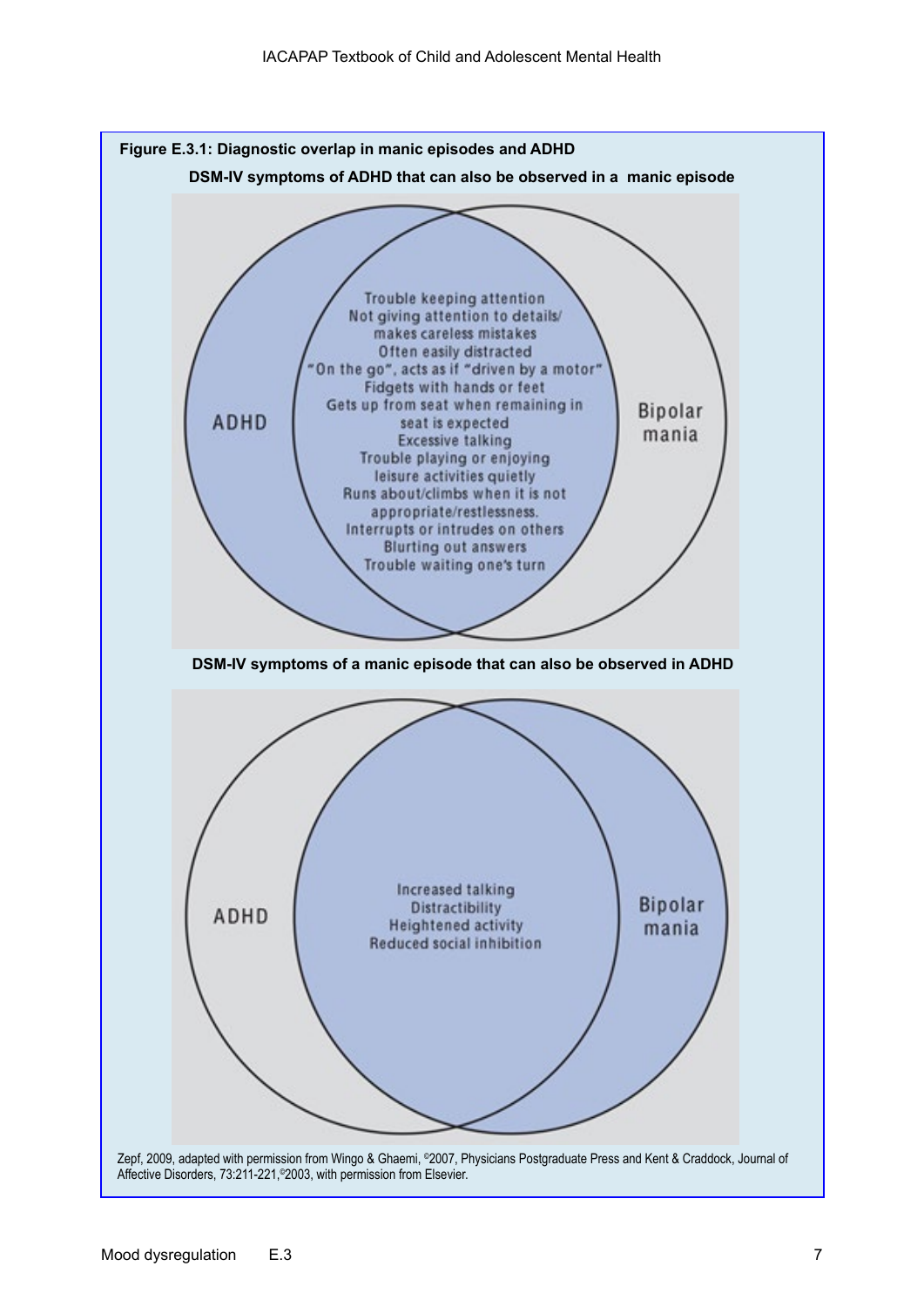**Figure E.3.1: Diagnostic overlap in manic episodes and ADHD**

**DSM-IV symptoms of ADHD that can also be observed in a manic episode**

ADHD

Trouble keeping attention
Not giving attention to details/ makes careless mistakes
Often easily distracted
"On the go", acts as if "driven by a motor"
Fidgets with hands or feet
Gets up from seat when remaining in seat is expected
Excessive talking
Trouble playing or enjoying leisure activities quietly
Runs about/climbs when it is not appropriate/restlessness.
Interrupts or intrudes on others
Blurting out answers
Trouble waiting one's turn

Bipolar mania

**DSM-IV symptoms of a manic episode that can also be observed in ADHD**

ADHD

Increased talking
Distractibility
Heightened activity
Reduced social inhibition

Bipolar mania

Zepf, 2009, adapted with permission from Wingo & Ghaemi, ©2007, Physicians Postgraduate Press and Kent & Craddock, Journal of Affective Disorders, 73:211-221,©2003, with permission from Elsevier.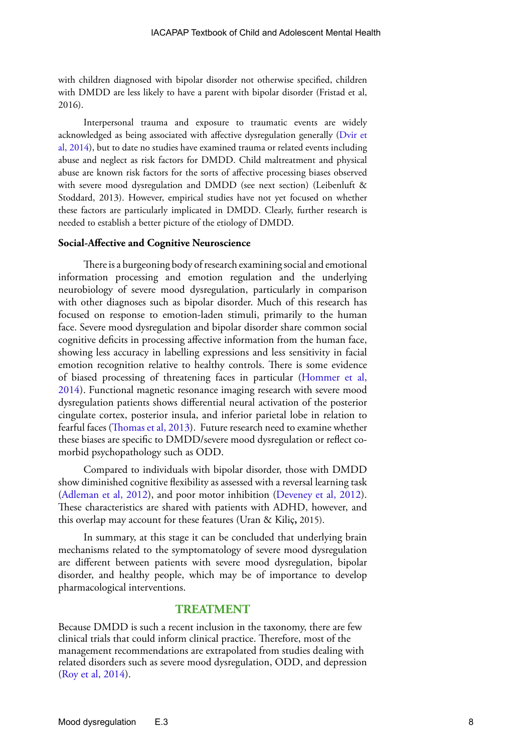with children diagnosed with bipolar disorder not otherwise specified, children with DMDD are less likely to have a parent with bipolar disorder (Fristad et al, 2016).

Interpersonal trauma and exposure to traumatic events are widely acknowledged as being associated with affective dysregulation generally (Dvir et al, 2014), but to date no studies have examined trauma or related events including abuse and neglect as risk factors for DMDD. Child maltreatment and physical abuse are known risk factors for the sorts of affective processing biases observed with severe mood dysregulation and DMDD (see next section) (Leibenluft & Stoddard, 2013). However, empirical studies have not yet focused on whether these factors are particularly implicated in DMDD. Clearly, further research is needed to establish a better picture of the etiology of DMDD.

### Social-Affective and Cognitive Neuroscience

There is a burgeoning body of research examining social and emotional information processing and emotion regulation and the underlying neurobiology of severe mood dysregulation, particularly in comparison with other diagnoses such as bipolar disorder. Much of this research has focused on response to emotion-laden stimuli, primarily to the human face. Severe mood dysregulation and bipolar disorder share common social cognitive deficits in processing affective information from the human face, showing less accuracy in labelling expressions and less sensitivity in facial emotion recognition relative to healthy controls. There is some evidence of biased processing of threatening faces in particular (Hommer et al, 2014). Functional magnetic resonance imaging research with severe mood dysregulation patients shows differential neural activation of the posterior cingulate cortex, posterior insula, and inferior parietal lobe in relation to fearful faces (Thomas et al, 2013). Future research need to examine whether these biases are specific to DMDD/severe mood dysregulation or reflect co-morbid psychopathology such as ODD.

Compared to individuals with bipolar disorder, those with DMDD show diminished cognitive flexibility as assessed with a reversal learning task (Adleman et al, 2012), and poor motor inhibition (Deveney et al, 2012). These characteristics are shared with patients with ADHD, however, and this overlap may account for these features (Uran & Kiliç, 2015).

In summary, at this stage it can be concluded that underlying brain mechanisms related to the symptomatology of severe mood dysregulation are different between patients with severe mood dysregulation, bipolar disorder, and healthy people, which may be of importance to develop pharmacological interventions.

## TREATMENT

Because DMDD is such a recent inclusion in the taxonomy, there are few clinical trials that could inform clinical practice. Therefore, most of the management recommendations are extrapolated from studies dealing with related disorders such as severe mood dysregulation, ODD, and depression (Roy et al, 2014).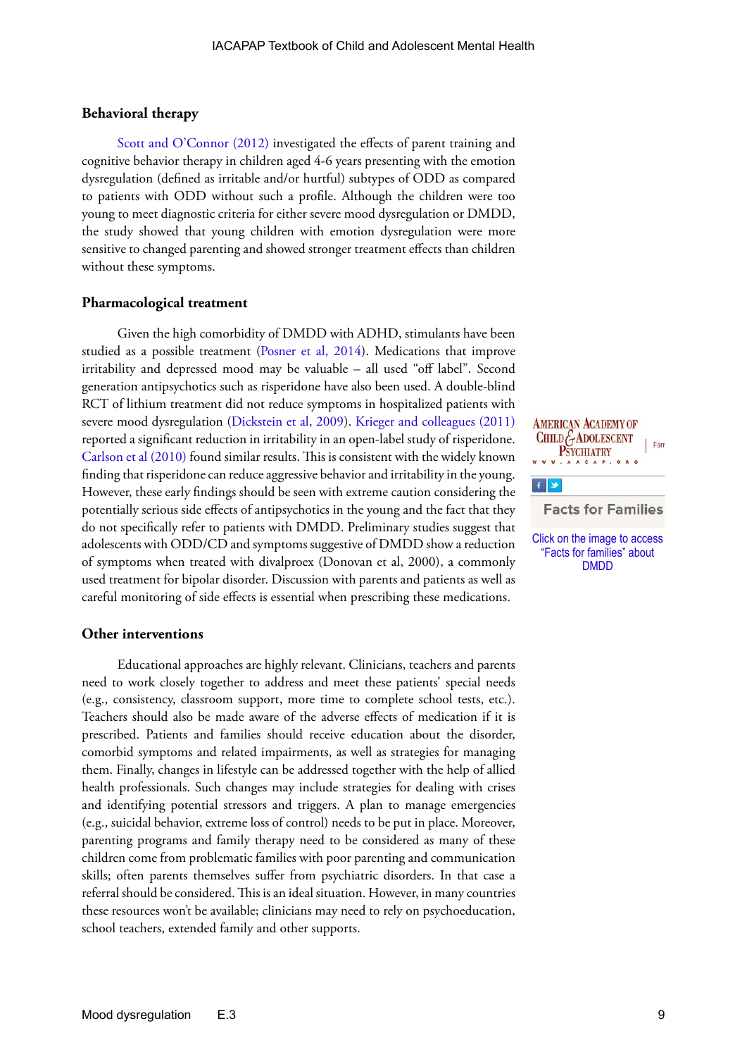### Behavioral therapy

Scott and O'Connor (2012) investigated the effects of parent training and cognitive behavior therapy in children aged 4-6 years presenting with the emotion dysregulation (defined as irritable and/or hurtful) subtypes of ODD as compared to patients with ODD without such a profile. Although the children were too young to meet diagnostic criteria for either severe mood dysregulation or DMDD, the study showed that young children with emotion dysregulation were more sensitive to changed parenting and showed stronger treatment effects than children without these symptoms.

### Pharmacological treatment

Given the high comorbidity of DMDD with ADHD, stimulants have been studied as a possible treatment (Posner et al, 2014). Medications that improve irritability and depressed mood may be valuable – all used "off label". Second generation antipsychotics such as risperidone have also been used. A double-blind RCT of lithium treatment did not reduce symptoms in hospitalized patients with severe mood dysregulation (Dickstein et al, 2009). Krieger and colleagues (2011) reported a significant reduction in irritability in an open-label study of risperidone. Carlson et al (2010) found similar results. This is consistent with the widely known finding that risperidone can reduce aggressive behavior and irritability in the young. However, these early findings should be seen with extreme caution considering the potentially serious side effects of antipsychotics in the young and the fact that they do not specifically refer to patients with DMDD. Preliminary studies suggest that adolescents with ODD/CD and symptoms suggestive of DMDD show a reduction of symptoms when treated with divalproex (Donovan et al, 2000), a commonly used treatment for bipolar disorder. Discussion with parents and patients as well as careful monitoring of side effects is essential when prescribing these medications.

Click on the image to access "Facts for families" about DMDD

### Other interventions

Educational approaches are highly relevant. Clinicians, teachers and parents need to work closely together to address and meet these patients' special needs (e.g., consistency, classroom support, more time to complete school tests, etc.). Teachers should also be made aware of the adverse effects of medication if it is prescribed. Patients and families should receive education about the disorder, comorbid symptoms and related impairments, as well as strategies for managing them. Finally, changes in lifestyle can be addressed together with the help of allied health professionals. Such changes may include strategies for dealing with crises and identifying potential stressors and triggers. A plan to manage emergencies (e.g., suicidal behavior, extreme loss of control) needs to be put in place. Moreover, parenting programs and family therapy need to be considered as many of these children come from problematic families with poor parenting and communication skills; often parents themselves suffer from psychiatric disorders. In that case a referral should be considered. This is an ideal situation. However, in many countries these resources won't be available; clinicians may need to rely on psychoeducation, school teachers, extended family and other supports.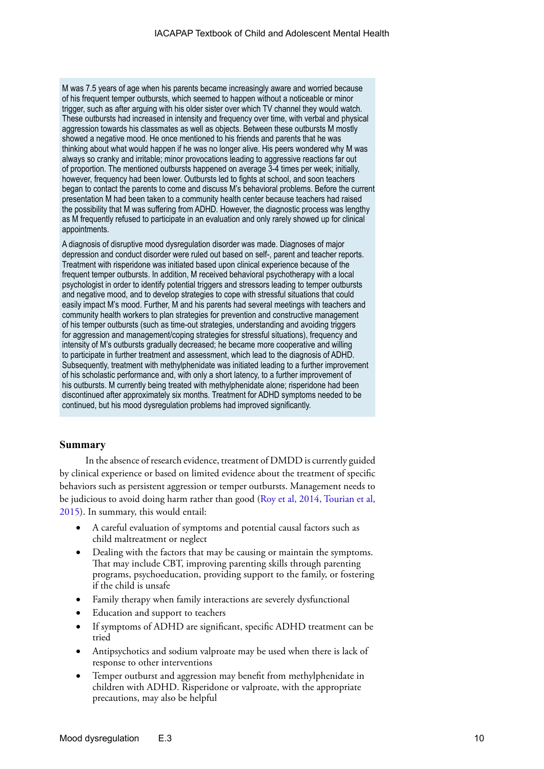M was 7.5 years of age when his parents became increasingly aware and worried because of his frequent temper outbursts, which seemed to happen without a noticeable or minor trigger, such as after arguing with his older sister over which TV channel they would watch. These outbursts had increased in intensity and frequency over time, with verbal and physical aggression towards his classmates as well as objects. Between these outbursts M mostly showed a negative mood. He once mentioned to his friends and parents that he was thinking about what would happen if he was no longer alive. His peers wondered why M was always so cranky and irritable; minor provocations leading to aggressive reactions far out of proportion. The mentioned outbursts happened on average 3-4 times per week; initially, however, frequency had been lower. Outbursts led to fights at school, and soon teachers began to contact the parents to come and discuss M's behavioral problems. Before the current presentation M had been taken to a community health center because teachers had raised the possibility that M was suffering from ADHD. However, the diagnostic process was lengthy as M frequently refused to participate in an evaluation and only rarely showed up for clinical appointments.

A diagnosis of disruptive mood dysregulation disorder was made. Diagnoses of major depression and conduct disorder were ruled out based on self-, parent and teacher reports. Treatment with risperidone was initiated based upon clinical experience because of the frequent temper outbursts. In addition, M received behavioral psychotherapy with a local psychologist in order to identify potential triggers and stressors leading to temper outbursts and negative mood, and to develop strategies to cope with stressful situations that could easily impact M's mood. Further, M and his parents had several meetings with teachers and community health workers to plan strategies for prevention and constructive management of his temper outbursts (such as time-out strategies, understanding and avoiding triggers for aggression and management/coping strategies for stressful situations), frequency and intensity of M's outbursts gradually decreased; he became more cooperative and willing to participate in further treatment and assessment, which lead to the diagnosis of ADHD. Subsequently, treatment with methylphenidate was initiated leading to a further improvement of his scholastic performance and, with only a short latency, to a further improvement of his outbursts. M currently being treated with methylphenidate alone; risperidone had been discontinued after approximately six months. Treatment for ADHD symptoms needed to be continued, but his mood dysregulation problems had improved significantly.

## Summary

In the absence of research evidence, treatment of DMDD is currently guided by clinical experience or based on limited evidence about the treatment of specific behaviors such as persistent aggression or temper outbursts. Management needs to be judicious to avoid doing harm rather than good (Roy et al, 2014, Tourian et al, 2015). In summary, this would entail:

- A careful evaluation of symptoms and potential causal factors such as child maltreatment or neglect
- Dealing with the factors that may be causing or maintain the symptoms. That may include CBT, improving parenting skills through parenting programs, psychoeducation, providing support to the family, or fostering if the child is unsafe
- Family therapy when family interactions are severely dysfunctional
- Education and support to teachers
- If symptoms of ADHD are significant, specific ADHD treatment can be tried
- Antipsychotics and sodium valproate may be used when there is lack of response to other interventions
- Temper outburst and aggression may benefit from methylphenidate in children with ADHD. Risperidone or valproate, with the appropriate precautions, may also be helpful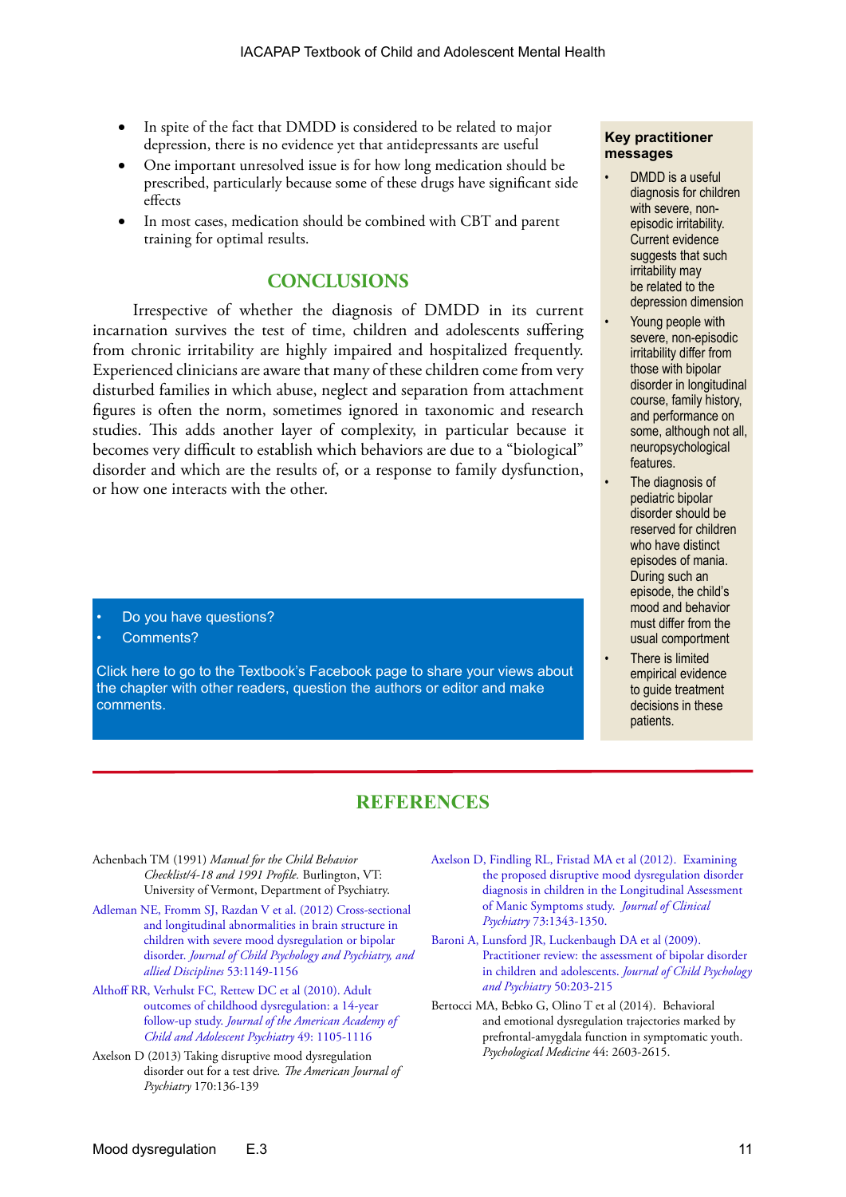- In spite of the fact that DMDD is considered to be related to major depression, there is no evidence yet that antidepressants are useful
- One important unresolved issue is for how long medication should be prescribed, particularly because some of these drugs have significant side effects
- In most cases, medication should be combined with CBT and parent training for optimal results.

## CONCLUSIONS

Irrespective of whether the diagnosis of DMDD in its current incarnation survives the test of time, children and adolescents suffering from chronic irritability are highly impaired and hospitalized frequently. Experienced clinicians are aware that many of these children come from very disturbed families in which abuse, neglect and separation from attachment figures is often the norm, sometimes ignored in taxonomic and research studies. This adds another layer of complexity, in particular because it becomes very difficult to establish which behaviors are due to a "biological" disorder and which are the results of, or a response to family dysfunction, or how one interacts with the other.

**Key practitioner messages**

- DMDD is a useful diagnosis for children with severe, non-episodic irritability. Current evidence suggests that such irritability may be related to the depression dimension
- Young people with severe, non-episodic irritability differ from those with bipolar disorder in longitudinal course, family history, and performance on some, although not all, neuropsychological features.
- The diagnosis of pediatric bipolar disorder should be reserved for children who have distinct episodes of mania. During such an episode, the child's mood and behavior must differ from the usual comportment
- There is limited empirical evidence to guide treatment decisions in these patients.

- Do you have questions?
- Comments?

Click here to go to the Textbook's Facebook page to share your views about the chapter with other readers, question the authors or editor and make comments.

## REFERENCES

Achenbach TM (1991) *Manual for the Child Behavior Checklist/4-18 and 1991 Profile.* Burlington, VT: University of Vermont, Department of Psychiatry.

Adleman NE, Fromm SJ, Razdan V et al. (2012) Cross-sectional and longitudinal abnormalities in brain structure in children with severe mood dysregulation or bipolar disorder. *Journal of Child Psychology and Psychiatry, and allied Disciplines* 53:1149-1156

Althoff RR, Verhulst FC, Rettew DC et al (2010). Adult outcomes of childhood dysregulation: a 14-year follow-up study. *Journal of the American Academy of Child and Adolescent Psychiatry* 49: 1105-1116

Axelson D (2013) Taking disruptive mood dysregulation disorder out for a test drive. *The American Journal of Psychiatry* 170:136-139

Axelson D, Findling RL, Fristad MA et al (2012). Examining the proposed disruptive mood dysregulation disorder diagnosis in children in the Longitudinal Assessment of Manic Symptoms study. *Journal of Clinical Psychiatry* 73:1343-1350.

Baroni A, Lunsford JR, Luckenbaugh DA et al (2009). Practitioner review: the assessment of bipolar disorder in children and adolescents. *Journal of Child Psychology and Psychiatry* 50:203-215

Bertocci MA, Bebko G, Olino T et al (2014). Behavioral and emotional dysregulation trajectories marked by prefrontal-amygdala function in symptomatic youth. *Psychological Medicine* 44: 2603-2615.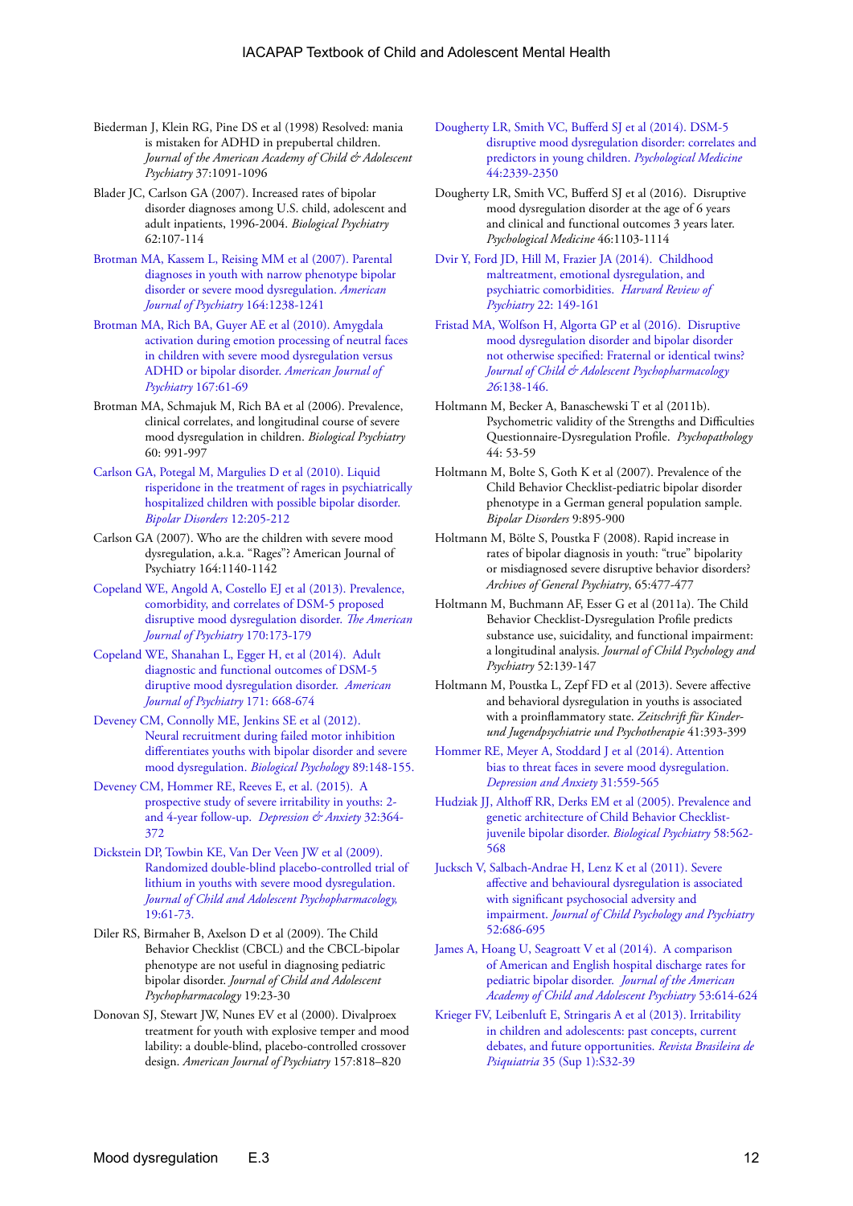Biederman J, Klein RG, Pine DS et al (1998) Resolved: mania is mistaken for ADHD in prepubertal children. *Journal of the American Academy of Child & Adolescent Psychiatry* 37:1091-1096

Blader JC, Carlson GA (2007). Increased rates of bipolar disorder diagnoses among U.S. child, adolescent and adult inpatients, 1996-2004. *Biological Psychiatry* 62:107-114

Brotman MA, Kassem L, Reising MM et al (2007). Parental diagnoses in youth with narrow phenotype bipolar disorder or severe mood dysregulation. *American Journal of Psychiatry* 164:1238-1241

Brotman MA, Rich BA, Guyer AE et al (2010). Amygdala activation during emotion processing of neutral faces in children with severe mood dysregulation versus ADHD or bipolar disorder. *American Journal of Psychiatry* 167:61-69

Brotman MA, Schmajuk M, Rich BA et al (2006). Prevalence, clinical correlates, and longitudinal course of severe mood dysregulation in children. *Biological Psychiatry* 60: 991-997

Carlson GA, Potegal M, Margulies D et al (2010). Liquid risperidone in the treatment of rages in psychiatrically hospitalized children with possible bipolar disorder. *Bipolar Disorders* 12:205-212

Carlson GA (2007). Who are the children with severe mood dysregulation, a.k.a. "Rages"? American Journal of Psychiatry 164:1140-1142

Copeland WE, Angold A, Costello EJ et al (2013). Prevalence, comorbidity, and correlates of DSM-5 proposed disruptive mood dysregulation disorder. *The American Journal of Psychiatry* 170:173-179

Copeland WE, Shanahan L, Egger H, et al (2014). Adult diagnostic and functional outcomes of DSM-5 diruptive mood dysregulation disorder. *American Journal of Psychiatry* 171: 668-674

Deveney CM, Connolly ME, Jenkins SE et al (2012). Neural recruitment during failed motor inhibition differentiates youths with bipolar disorder and severe mood dysregulation. *Biological Psychology* 89:148-155.

Deveney CM, Hommer RE, Reeves E, et al. (2015). A prospective study of severe irritability in youths: 2- and 4-year follow-up. *Depression & Anxiety* 32:364-372

Dickstein DP, Towbin KE, Van Der Veen JW et al (2009). Randomized double-blind placebo-controlled trial of lithium in youths with severe mood dysregulation. *Journal of Child and Adolescent Psychopharmacology,* 19:61-73.

Diler RS, Birmaher B, Axelson D et al (2009). The Child Behavior Checklist (CBCL) and the CBCL-bipolar phenotype are not useful in diagnosing pediatric bipolar disorder. *Journal of Child and Adolescent Psychopharmacology* 19:23-30

Donovan SJ, Stewart JW, Nunes EV et al (2000). Divalproex treatment for youth with explosive temper and mood lability: a double-blind, placebo-controlled crossover design. *American Journal of Psychiatry* 157:818–820

Dougherty LR, Smith VC, Bufferd SJ et al (2014). DSM-5 disruptive mood dysregulation disorder: correlates and predictors in young children. *Psychological Medicine* 44:2339-2350

Dougherty LR, Smith VC, Bufferd SJ et al (2016). Disruptive mood dysregulation disorder at the age of 6 years and clinical and functional outcomes 3 years later. *Psychological Medicine* 46:1103-1114

Dvir Y, Ford JD, Hill M, Frazier JA (2014). Childhood maltreatment, emotional dysregulation, and psychiatric comorbidities. *Harvard Review of Psychiatry* 22: 149-161

Fristad MA, Wolfson H, Algorta GP et al (2016). Disruptive mood dysregulation disorder and bipolar disorder not otherwise specified: Fraternal or identical twins? *Journal of Child & Adolescent Psychopharmacology 26*:138-146.

Holtmann M, Becker A, Banaschewski T et al (2011b). Psychometric validity of the Strengths and Difficulties Questionnaire-Dysregulation Profile. *Psychopathology* 44: 53-59

Holtmann M, Bolte S, Goth K et al (2007). Prevalence of the Child Behavior Checklist-pediatric bipolar disorder phenotype in a German general population sample. *Bipolar Disorders* 9:895-900

Holtmann M, Bölte S, Poustka F (2008). Rapid increase in rates of bipolar diagnosis in youth: "true" bipolarity or misdiagnosed severe disruptive behavior disorders? *Archives of General Psychiatry*, 65:477-477

Holtmann M, Buchmann AF, Esser G et al (2011a). The Child Behavior Checklist-Dysregulation Profile predicts substance use, suicidality, and functional impairment: a longitudinal analysis. *Journal of Child Psychology and Psychiatry* 52:139-147

Holtmann M, Poustka L, Zepf FD et al (2013). Severe affective and behavioral dysregulation in youths is associated with a proinflammatory state. *Zeitschrift für Kinder- und Jugendpsychiatrie und Psychotherapie* 41:393-399

Hommer RE, Meyer A, Stoddard J et al (2014). Attention bias to threat faces in severe mood dysregulation. *Depression and Anxiety* 31:559-565

Hudziak JJ, Althoff RR, Derks EM et al (2005). Prevalence and genetic architecture of Child Behavior Checklist-juvenile bipolar disorder. *Biological Psychiatry* 58:562-568

Jucksch V, Salbach-Andrae H, Lenz K et al (2011). Severe affective and behavioural dysregulation is associated with significant psychosocial adversity and impairment. *Journal of Child Psychology and Psychiatry* 52:686-695

James A, Hoang U, Seagroatt V et al (2014). A comparison of American and English hospital discharge rates for pediatric bipolar disorder. *Journal of the American Academy of Child and Adolescent Psychiatry* 53:614-624

Krieger FV, Leibenluft E, Stringaris A et al (2013). Irritability in children and adolescents: past concepts, current debates, and future opportunities. *Revista Brasileira de Psiquiatria* 35 (Sup 1):S32-39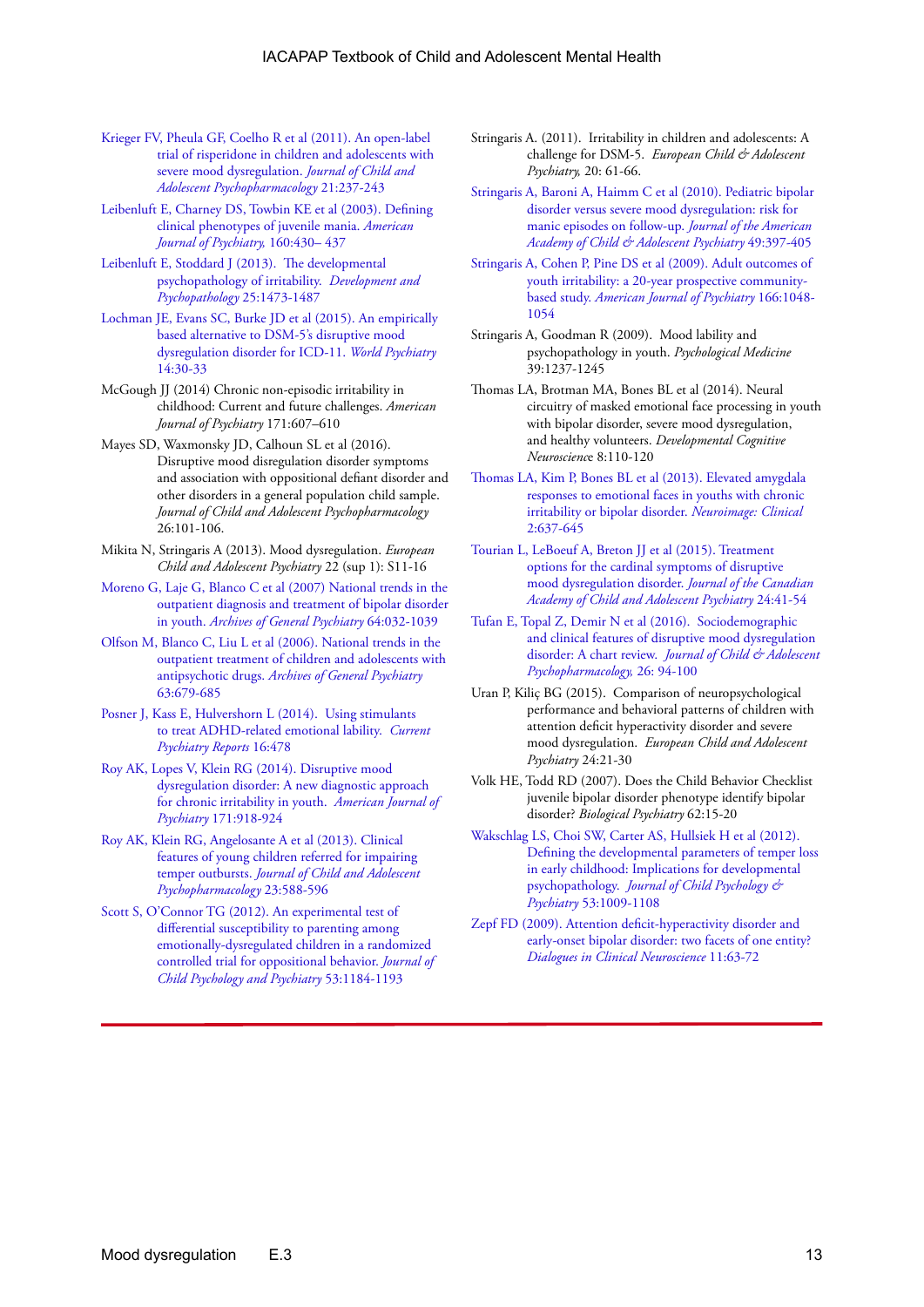Krieger FV, Pheula GF, Coelho R et al (2011). An open-label trial of risperidone in children and adolescents with severe mood dysregulation. *Journal of Child and Adolescent Psychopharmacology* 21:237-243

Leibenluft E, Charney DS, Towbin KE et al (2003). Defining clinical phenotypes of juvenile mania. *American Journal of Psychiatry,* 160:430– 437

Leibenluft E, Stoddard J (2013). The developmental psychopathology of irritability. *Development and Psychopathology* 25:1473-1487

Lochman JE, Evans SC, Burke JD et al (2015). An empirically based alternative to DSM-5's disruptive mood dysregulation disorder for ICD-11. *World Psychiatry* 14:30-33

McGough JJ (2014) Chronic non-episodic irritability in childhood: Current and future challenges. *American Journal of Psychiatry* 171:607–610

Mayes SD, Waxmonsky JD, Calhoun SL et al (2016). Disruptive mood disregulation disorder symptoms and association with oppositional defiant disorder and other disorders in a general population child sample. *Journal of Child and Adolescent Psychopharmacology* 26:101-106.

Mikita N, Stringaris A (2013). Mood dysregulation. *European Child and Adolescent Psychiatry* 22 (sup 1): S11-16

Moreno G, Laje G, Blanco C et al (2007) National trends in the outpatient diagnosis and treatment of bipolar disorder in youth. *Archives of General Psychiatry* 64:032-1039

Olfson M, Blanco C, Liu L et al (2006). National trends in the outpatient treatment of children and adolescents with antipsychotic drugs. *Archives of General Psychiatry* 63:679-685

Posner J, Kass E, Hulvershorn L (2014). Using stimulants to treat ADHD-related emotional lability. *Current Psychiatry Reports* 16:478

Roy AK, Lopes V, Klein RG (2014). Disruptive mood dysregulation disorder: A new diagnostic approach for chronic irritability in youth. *American Journal of Psychiatry* 171:918-924

Roy AK, Klein RG, Angelosante A et al (2013). Clinical features of young children referred for impairing temper outbursts. *Journal of Child and Adolescent Psychopharmacology* 23:588-596

Scott S, O'Connor TG (2012). An experimental test of differential susceptibility to parenting among emotionally-dysregulated children in a randomized controlled trial for oppositional behavior. *Journal of Child Psychology and Psychiatry* 53:1184-1193

Stringaris A. (2011). Irritability in children and adolescents: A challenge for DSM-5. *European Child & Adolescent Psychiatry,* 20: 61-66.

Stringaris A, Baroni A, Haimm C et al (2010). Pediatric bipolar disorder versus severe mood dysregulation: risk for manic episodes on follow-up. *Journal of the American Academy of Child & Adolescent Psychiatry* 49:397-405

Stringaris A, Cohen P, Pine DS et al (2009). Adult outcomes of youth irritability: a 20-year prospective community-based study. *American Journal of Psychiatry* 166:1048-1054

Stringaris A, Goodman R (2009). Mood lability and psychopathology in youth. *Psychological Medicine* 39:1237-1245

Thomas LA, Brotman MA, Bones BL et al (2014). Neural circuitry of masked emotional face processing in youth with bipolar disorder, severe mood dysregulation, and healthy volunteers. *Developmental Cognitive Neuroscience* 8:110-120

Thomas LA, Kim P, Bones BL et al (2013). Elevated amygdala responses to emotional faces in youths with chronic irritability or bipolar disorder. *Neuroimage: Clinical* 2:637-645

Tourian L, LeBoeuf A, Breton JJ et al (2015). Treatment options for the cardinal symptoms of disruptive mood dysregulation disorder. *Journal of the Canadian Academy of Child and Adolescent Psychiatry* 24:41-54

Tufan E, Topal Z, Demir N et al (2016). Sociodemographic and clinical features of disruptive mood dysregulation disorder: A chart review. *Journal of Child & Adolescent Psychopharmacology,* 26: 94-100

Uran P, Kiliç BG (2015). Comparison of neuropsychological performance and behavioral patterns of children with attention deficit hyperactivity disorder and severe mood dysregulation. *European Child and Adolescent Psychiatry* 24:21-30

Volk HE, Todd RD (2007). Does the Child Behavior Checklist juvenile bipolar disorder phenotype identify bipolar disorder? *Biological Psychiatry* 62:15-20

Wakschlag LS, Choi SW, Carter AS, Hullsiek H et al (2012). Defining the developmental parameters of temper loss in early childhood: Implications for developmental psychopathology. *Journal of Child Psychology & Psychiatry* 53:1009-1108

Zepf FD (2009). Attention deficit-hyperactivity disorder and early-onset bipolar disorder: two facets of one entity? *Dialogues in Clinical Neuroscience* 11:63-72